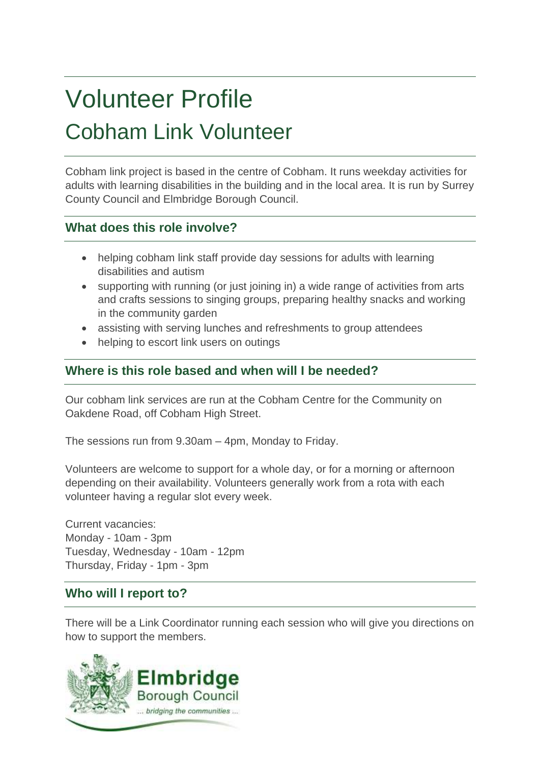# Volunteer Profile

## Cobham Link Volunteer

Cobham link project is based in the centre of Cobham. It runs weekday activities for adults with learning disabilities in the building and in the local area. It is run by Surrey County Council and Elmbridge Borough Council.

### What does this role involve?

- helping cobham link staff provide day sessions for adults with learning disabilities and autism
- supporting with running (or just joining in) a wide range of activities from arts and crafts sessions to singing groups, preparing healthy snacks and working in the community garden
- assisting with serving lunches and refreshments to group attendees
- helping to escort link users on outings

### Where is this role based and when will I be needed?

Our cobham link services are run at the Cobham Centre for the Community on Oakdene Road, off Cobham High Street.

The sessions run from 9.30am – 4pm, Monday to Friday.

Volunteers are welcome to support for a whole day, or for a morning or afternoon depending on their availability. Volunteers generally work from a rota with each volunteer having a regular slot every week.

Current vacancies:
Monday - 10am - 3pm
Tuesday, Wednesday - 10am - 12pm
Thursday, Friday - 1pm - 3pm

### Who will I report to?

There will be a Link Coordinator running each session who will give you directions on how to support the members.

Elmbridge Borough Council
... bridging the communities ...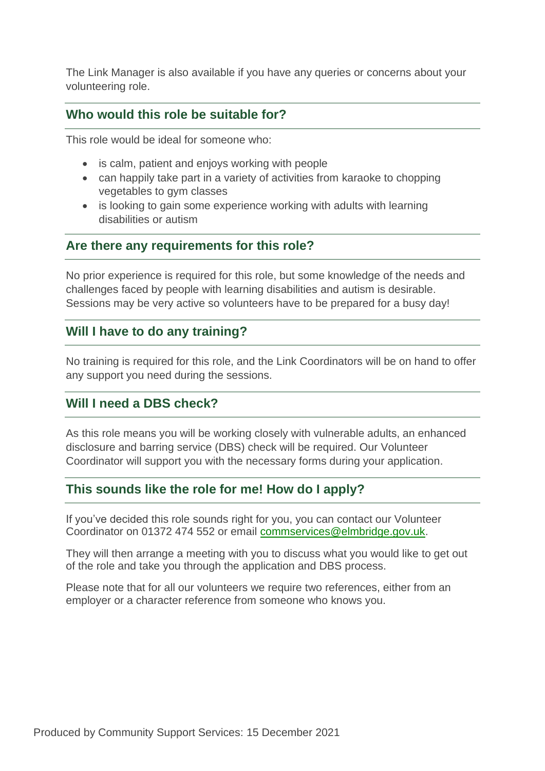The Link Manager is also available if you have any queries or concerns about your volunteering role.

## Who would this role be suitable for?

This role would be ideal for someone who:

- is calm, patient and enjoys working with people
- can happily take part in a variety of activities from karaoke to chopping vegetables to gym classes
- is looking to gain some experience working with adults with learning disabilities or autism

## Are there any requirements for this role?

No prior experience is required for this role, but some knowledge of the needs and challenges faced by people with learning disabilities and autism is desirable. Sessions may be very active so volunteers have to be prepared for a busy day!

## Will I have to do any training?

No training is required for this role, and the Link Coordinators will be on hand to offer any support you need during the sessions.

## Will I need a DBS check?

As this role means you will be working closely with vulnerable adults, an enhanced disclosure and barring service (DBS) check will be required. Our Volunteer Coordinator will support you with the necessary forms during your application.

## This sounds like the role for me! How do I apply?

If you've decided this role sounds right for you, you can contact our Volunteer Coordinator on 01372 474 552 or email commservices@elmbridge.gov.uk.

They will then arrange a meeting with you to discuss what you would like to get out of the role and take you through the application and DBS process.

Please note that for all our volunteers we require two references, either from an employer or a character reference from someone who knows you.

Produced by Community Support Services: 15 December 2021